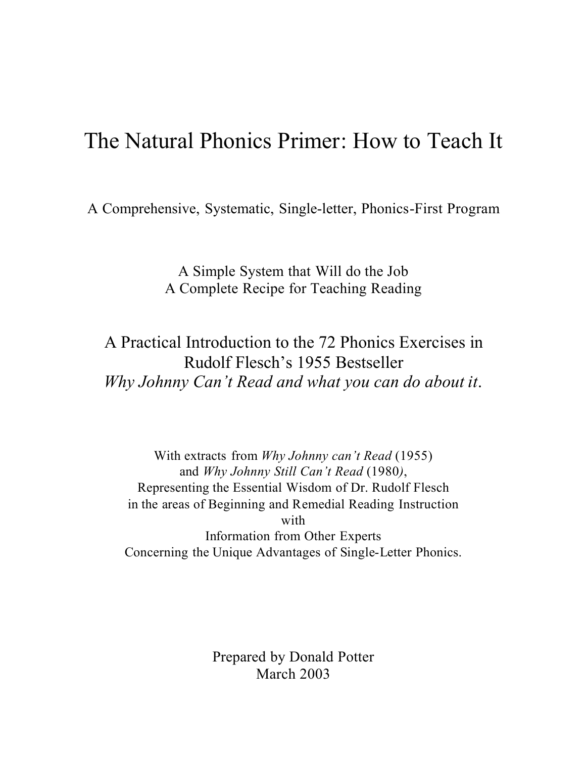# The Natural Phonics Primer: How to Teach It

A Comprehensive, Systematic, Single-letter, Phonics-First Program

A Simple System that Will do the Job
A Complete Recipe for Teaching Reading

## A Practical Introduction to the 72 Phonics Exercises in Rudolf Flesch's 1955 Bestseller *Why Johnny Can't Read and what you can do about it*.

With extracts from *Why Johnny can't Read* (1955)
and *Why Johnny Still Can't Read* (1980),
Representing the Essential Wisdom of Dr. Rudolf Flesch
in the areas of Beginning and Remedial Reading Instruction
with
Information from Other Experts
Concerning the Unique Advantages of Single-Letter Phonics.

Prepared by Donald Potter
March 2003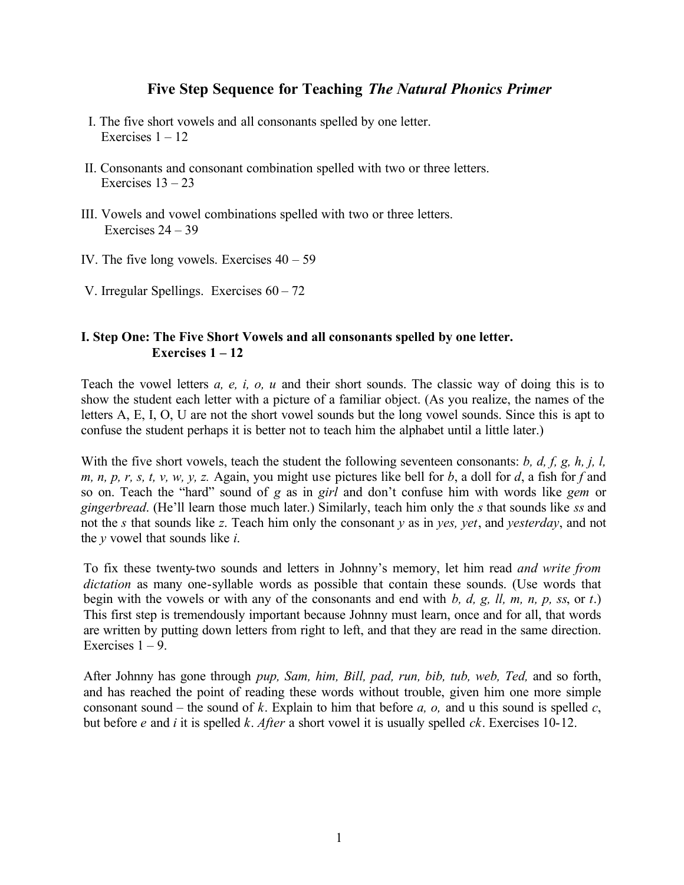## Five Step Sequence for Teaching *The Natural Phonics Primer*

I. The five short vowels and all consonants spelled by one letter.
Exercises 1 – 12

II. Consonants and consonant combination spelled with two or three letters.
Exercises 13 – 23

III. Vowels and vowel combinations spelled with two or three letters.
Exercises 24 – 39

IV. The five long vowels. Exercises 40 – 59

V. Irregular Spellings. Exercises 60 – 72

### I. Step One: The Five Short Vowels and all consonants spelled by one letter. Exercises 1 – 12

Teach the vowel letters *a, e, i, o, u* and their short sounds. The classic way of doing this is to show the student each letter with a picture of a familiar object. (As you realize, the names of the letters A, E, I, O, U are not the short vowel sounds but the long vowel sounds. Since this is apt to confuse the student perhaps it is better not to teach him the alphabet until a little later.)

With the five short vowels, teach the student the following seventeen consonants: *b, d, f, g, h, j, l, m, n, p, r, s, t, v, w, y, z.* Again, you might use pictures like bell for *b*, a doll for *d*, a fish for *f* and so on. Teach the "hard" sound of *g* as in *girl* and don't confuse him with words like *gem* or *gingerbread*. (He'll learn those much later.) Similarly, teach him only the *s* that sounds like *ss* and not the *s* that sounds like *z*. Teach him only the consonant *y* as in *yes, yet*, and *yesterday*, and not the *y* vowel that sounds like *i*.

To fix these twenty-two sounds and letters in Johnny's memory, let him read *and write from dictation* as many one-syllable words as possible that contain these sounds. (Use words that begin with the vowels or with any of the consonants and end with *b, d, g, ll, m, n, p, ss*, or *t*.) This first step is tremendously important because Johnny must learn, once and for all, that words are written by putting down letters from right to left, and that they are read in the same direction. Exercises 1 – 9.

After Johnny has gone through *pup, Sam, him, Bill, pad, run, bib, tub, web, Ted,* and so forth, and has reached the point of reading these words without trouble, given him one more simple consonant sound – the sound of *k*. Explain to him that before *a, o,* and u this sound is spelled *c*, but before *e* and *i* it is spelled *k*. *After* a short vowel it is usually spelled *ck*. Exercises 10-12.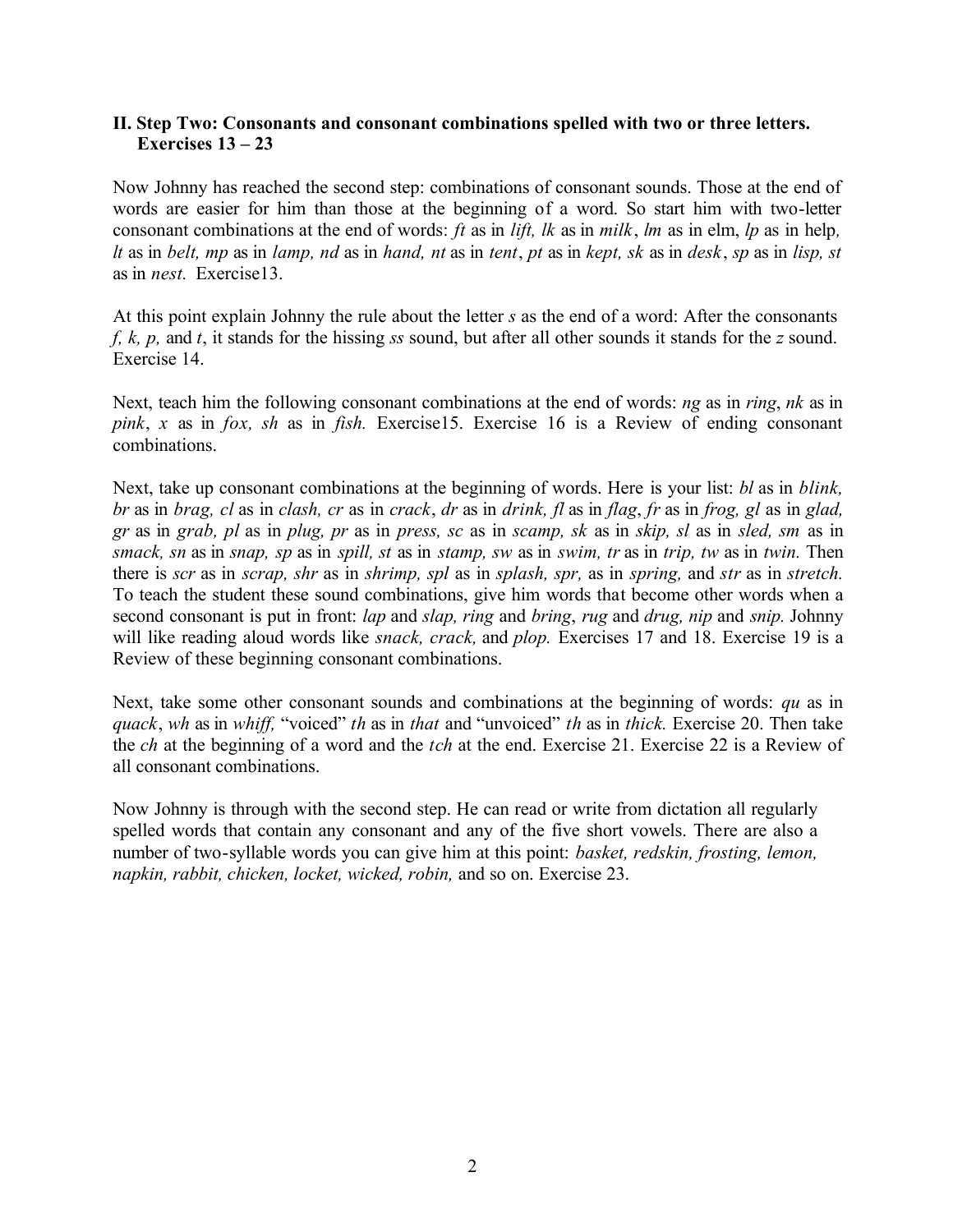**II. Step Two: Consonants and consonant combinations spelled with two or three letters. Exercises 13 – 23**

Now Johnny has reached the second step: combinations of consonant sounds. Those at the end of words are easier for him than those at the beginning of a word. So start him with two-letter consonant combinations at the end of words: *ft* as in *lift, lk* as in *milk*, *lm* as in elm, *lp* as in help*, lt* as in *belt, mp* as in *lamp, nd* as in *hand, nt* as in *tent*, *pt* as in *kept, sk* as in *desk*, *sp* as in *lisp, st* as in *nest.* Exercise13.

At this point explain Johnny the rule about the letter *s* as the end of a word: After the consonants *f, k, p,* and *t*, it stands for the hissing *ss* sound, but after all other sounds it stands for the *z* sound. Exercise 14.

Next, teach him the following consonant combinations at the end of words: *ng* as in *ring*, *nk* as in *pink*, *x* as in *fox, sh* as in *fish.* Exercise15. Exercise 16 is a Review of ending consonant combinations.

Next, take up consonant combinations at the beginning of words. Here is your list: *bl* as in *blink, br* as in *brag, cl* as in *clash, cr* as in *crack*, *dr* as in *drink, fl* as in *flag*, *fr* as in *frog, gl* as in *glad, gr* as in *grab, pl* as in *plug, pr* as in *press, sc* as in *scamp, sk* as in *skip, sl* as in *sled, sm* as in *smack, sn* as in *snap, sp* as in *spill, st* as in *stamp, sw* as in *swim, tr* as in *trip, tw* as in *twin.* Then there is *scr* as in *scrap, shr* as in *shrimp, spl* as in *splash, spr,* as in *spring,* and *str* as in *stretch.* To teach the student these sound combinations, give him words that become other words when a second consonant is put in front: *lap* and *slap, ring* and *bring*, *rug* and *drug, nip* and *snip.* Johnny will like reading aloud words like *snack, crack,* and *plop.* Exercises 17 and 18. Exercise 19 is a Review of these beginning consonant combinations.

Next, take some other consonant sounds and combinations at the beginning of words: *qu* as in *quack*, *wh* as in *whiff,* "voiced" *th* as in *that* and "unvoiced" *th* as in *thick.* Exercise 20. Then take the *ch* at the beginning of a word and the *tch* at the end. Exercise 21. Exercise 22 is a Review of all consonant combinations.

Now Johnny is through with the second step. He can read or write from dictation all regularly spelled words that contain any consonant and any of the five short vowels. There are also a number of two-syllable words you can give him at this point: *basket, redskin, frosting, lemon, napkin, rabbit, chicken, locket, wicked, robin,* and so on. Exercise 23.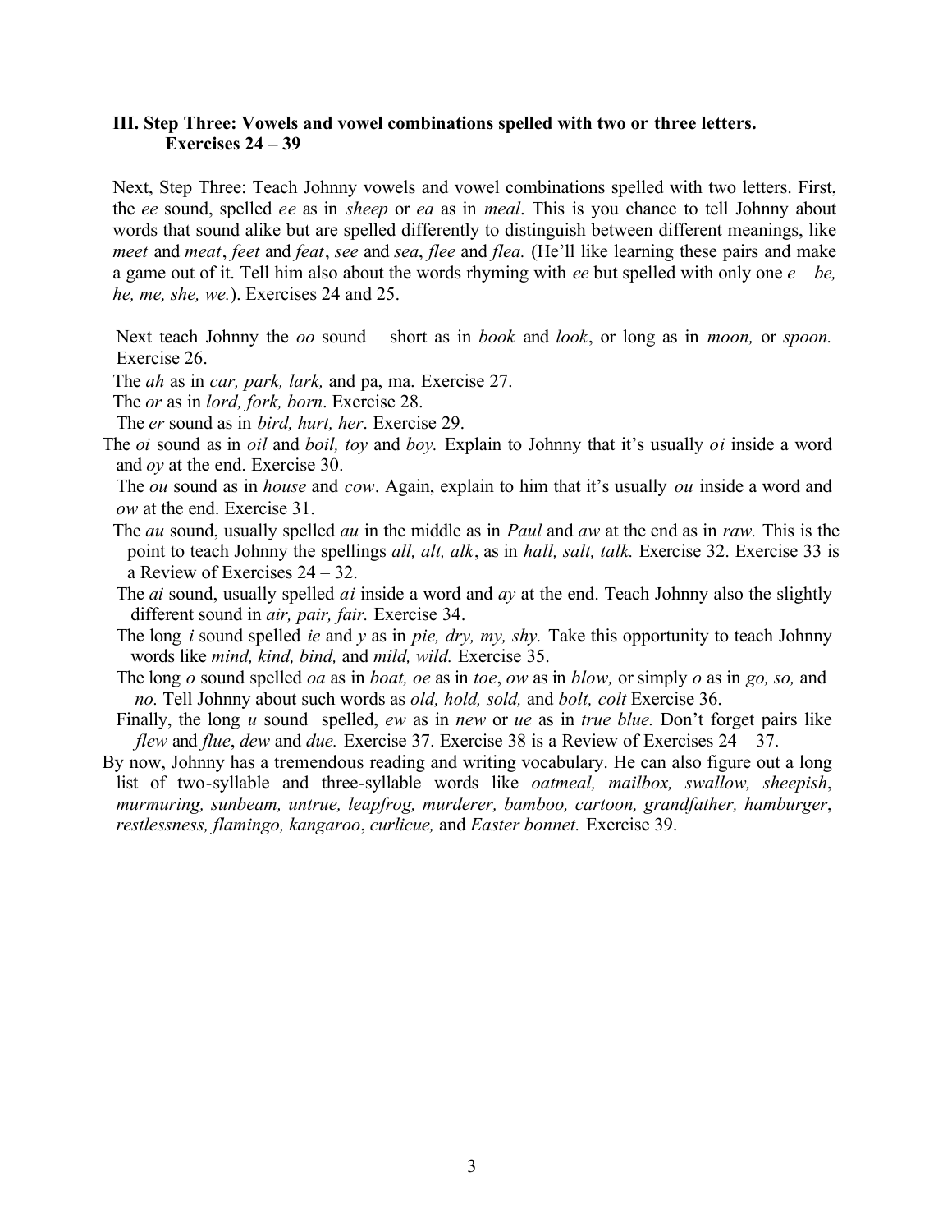### III. Step Three: Vowels and vowel combinations spelled with two or three letters. Exercises 24 – 39

Next, Step Three: Teach Johnny vowels and vowel combinations spelled with two letters. First, the *ee* sound, spelled *ee* as in *sheep* or *ea* as in *meal*. This is you chance to tell Johnny about words that sound alike but are spelled differently to distinguish between different meanings, like *meet* and *meat*, *feet* and *feat*, *see* and *sea*, *flee* and *flea.* (He'll like learning these pairs and make a game out of it. Tell him also about the words rhyming with *ee* but spelled with only one *e* – *be, he, me, she, we.*). Exercises 24 and 25.

Next teach Johnny the *oo* sound – short as in *book* and *look*, or long as in *moon,* or *spoon.* Exercise 26.

The *ah* as in *car, park, lark,* and pa, ma. Exercise 27.

The *or* as in *lord, fork, born*. Exercise 28.

The *er* sound as in *bird, hurt, her*. Exercise 29.

The *oi* sound as in *oil* and *boil, toy* and *boy.* Explain to Johnny that it's usually *oi* inside a word and *oy* at the end. Exercise 30.

The *ou* sound as in *house* and *cow*. Again, explain to him that it's usually *ou* inside a word and *ow* at the end. Exercise 31.

The *au* sound, usually spelled *au* in the middle as in *Paul* and *aw* at the end as in *raw.* This is the point to teach Johnny the spellings *all, alt, alk*, as in *hall, salt, talk.* Exercise 32. Exercise 33 is a Review of Exercises 24 – 32.

The *ai* sound, usually spelled *ai* inside a word and *ay* at the end. Teach Johnny also the slightly different sound in *air, pair, fair.* Exercise 34.

The long *i* sound spelled *ie* and *y* as in *pie, dry, my, shy.* Take this opportunity to teach Johnny words like *mind, kind, bind,* and *mild, wild.* Exercise 35.

The long *o* sound spelled *oa* as in *boat, oe* as in *toe*, *ow* as in *blow,* or simply *o* as in *go, so,* and *no.* Tell Johnny about such words as *old, hold, sold,* and *bolt, colt* Exercise 36.

Finally, the long *u* sound spelled, *ew* as in *new* or *ue* as in *true blue.* Don't forget pairs like *flew* and *flue*, *dew* and *due.* Exercise 37. Exercise 38 is a Review of Exercises 24 – 37.

By now, Johnny has a tremendous reading and writing vocabulary. He can also figure out a long list of two-syllable and three-syllable words like *oatmeal, mailbox, swallow, sheepish*, *murmuring, sunbeam, untrue, leapfrog, murderer, bamboo, cartoon, grandfather, hamburger*, *restlessness, flamingo, kangaroo*, *curlicue,* and *Easter bonnet.* Exercise 39.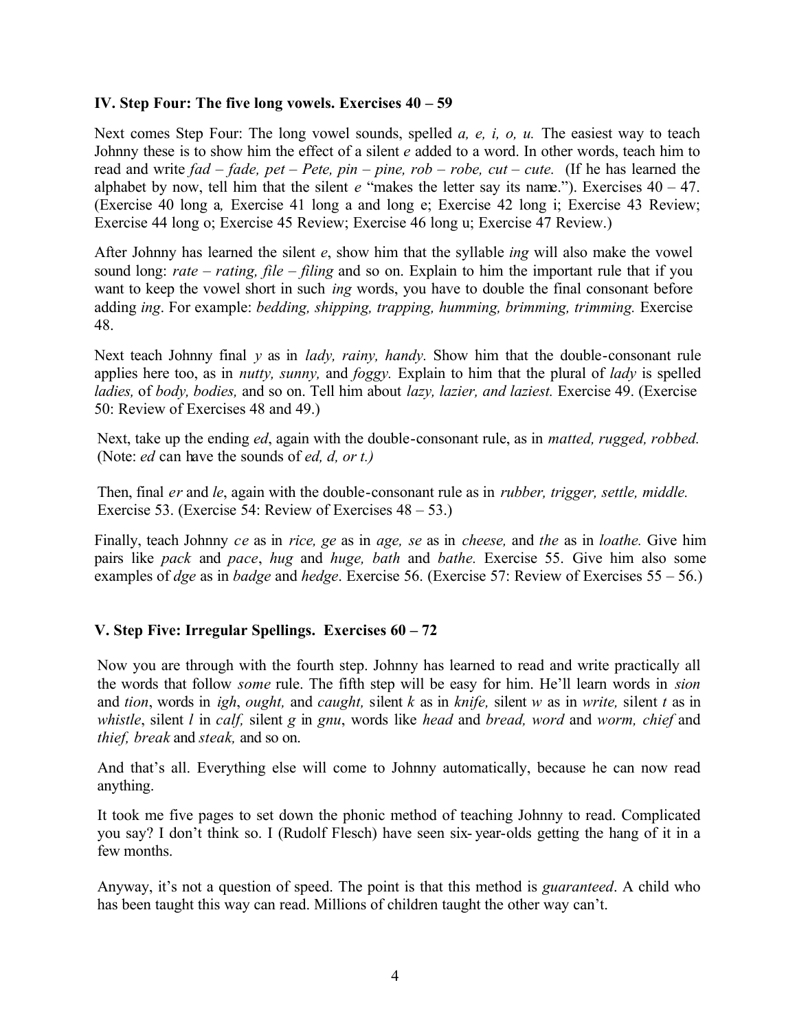### IV. Step Four: The five long vowels. Exercises 40 – 59

Next comes Step Four: The long vowel sounds, spelled *a, e, i, o, u.* The easiest way to teach Johnny these is to show him the effect of a silent *e* added to a word. In other words, teach him to read and write *fad – fade, pet – Pete, pin – pine, rob – robe, cut – cute.* (If he has learned the alphabet by now, tell him that the silent *e* "makes the letter say its name."). Exercises 40 – 47. (Exercise 40 long a*,* Exercise 41 long a and long e; Exercise 42 long i; Exercise 43 Review; Exercise 44 long o; Exercise 45 Review; Exercise 46 long u; Exercise 47 Review.)

After Johnny has learned the silent *e*, show him that the syllable *ing* will also make the vowel sound long: *rate – rating, file – filing* and so on. Explain to him the important rule that if you want to keep the vowel short in such *ing* words, you have to double the final consonant before adding *ing*. For example: *bedding, shipping, trapping, humming, brimming, trimming.* Exercise 48.

Next teach Johnny final *y* as in *lady, rainy, handy.* Show him that the double-consonant rule applies here too, as in *nutty, sunny,* and *foggy.* Explain to him that the plural of *lady* is spelled *ladies,* of *body, bodies,* and so on. Tell him about *lazy, lazier, and laziest.* Exercise 49. (Exercise 50: Review of Exercises 48 and 49.)

Next, take up the ending *ed*, again with the double-consonant rule, as in *matted, rugged, robbed.* (Note: *ed* can have the sounds of *ed, d, or t.)*

Then, final *er* and *le*, again with the double-consonant rule as in *rubber, trigger, settle, middle.* Exercise 53. (Exercise 54: Review of Exercises 48 – 53.)

Finally, teach Johnny *ce* as in *rice, ge* as in *age, se* as in *cheese,* and *the* as in *loathe.* Give him pairs like *pack* and *pace*, *hug* and *huge, bath* and *bathe.* Exercise 55. Give him also some examples of *dge* as in *badge* and *hedge*. Exercise 56. (Exercise 57: Review of Exercises 55 – 56.)

### V. Step Five: Irregular Spellings. Exercises 60 – 72

Now you are through with the fourth step. Johnny has learned to read and write practically all the words that follow *some* rule. The fifth step will be easy for him. He'll learn words in *sion* and *tion*, words in *igh*, *ought,* and *caught,* silent *k* as in *knife,* silent *w* as in *write,* silent *t* as in *whistle*, silent *l* in *calf,* silent *g* in *gnu*, words like *head* and *bread, word* and *worm, chief* and *thief, break* and *steak,* and so on.

And that's all. Everything else will come to Johnny automatically, because he can now read anything.

It took me five pages to set down the phonic method of teaching Johnny to read. Complicated you say? I don't think so. I (Rudolf Flesch) have seen six-year-olds getting the hang of it in a few months.

Anyway, it's not a question of speed. The point is that this method is *guaranteed*. A child who has been taught this way can read. Millions of children taught the other way can't.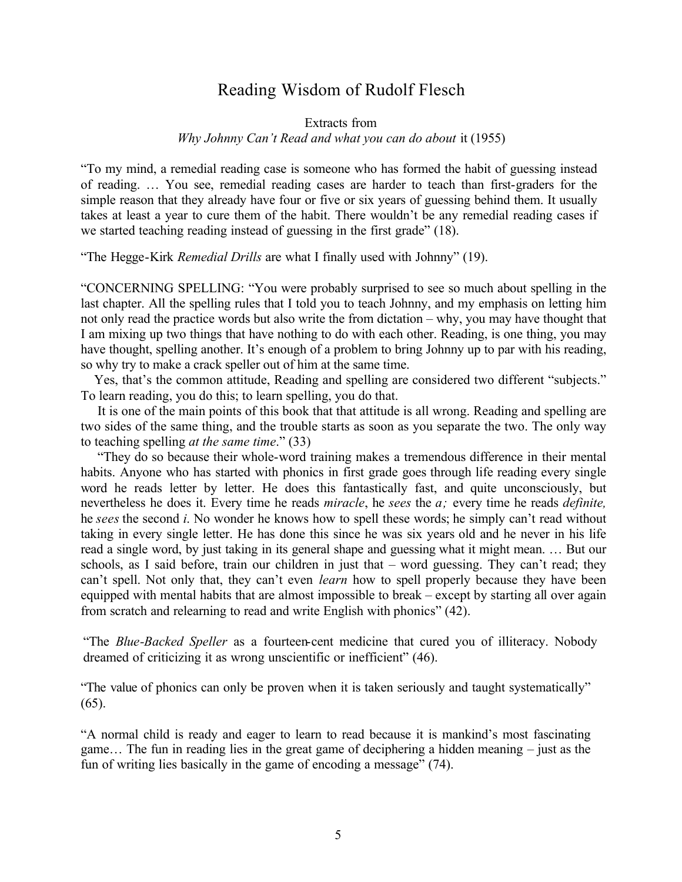# Reading Wisdom of Rudolf Flesch

Extracts from
*Why Johnny Can't Read and what you can do about* it (1955)

"To my mind, a remedial reading case is someone who has formed the habit of guessing instead of reading. … You see, remedial reading cases are harder to teach than first-graders for the simple reason that they already have four or five or six years of guessing behind them. It usually takes at least a year to cure them of the habit. There wouldn't be any remedial reading cases if we started teaching reading instead of guessing in the first grade" (18).

"The Hegge-Kirk *Remedial Drills* are what I finally used with Johnny" (19).

"CONCERNING SPELLING: "You were probably surprised to see so much about spelling in the last chapter. All the spelling rules that I told you to teach Johnny, and my emphasis on letting him not only read the practice words but also write the from dictation – why, you may have thought that I am mixing up two things that have nothing to do with each other. Reading, is one thing, you may have thought, spelling another. It's enough of a problem to bring Johnny up to par with his reading, so why try to make a crack speller out of him at the same time.

Yes, that's the common attitude, Reading and spelling are considered two different "subjects." To learn reading, you do this; to learn spelling, you do that.

It is one of the main points of this book that that attitude is all wrong. Reading and spelling are two sides of the same thing, and the trouble starts as soon as you separate the two. The only way to teaching spelling *at the same time*." (33)

"They do so because their whole-word training makes a tremendous difference in their mental habits. Anyone who has started with phonics in first grade goes through life reading every single word he reads letter by letter. He does this fantastically fast, and quite unconsciously, but nevertheless he does it. Every time he reads *miracle*, he *sees* the *a;* every time he reads *definite,* he *sees* the second *i*. No wonder he knows how to spell these words; he simply can't read without taking in every single letter. He has done this since he was six years old and he never in his life read a single word, by just taking in its general shape and guessing what it might mean. … But our schools, as I said before, train our children in just that – word guessing. They can't read; they can't spell. Not only that, they can't even *learn* how to spell properly because they have been equipped with mental habits that are almost impossible to break – except by starting all over again from scratch and relearning to read and write English with phonics" (42).

"The *Blue-Backed Speller* as a fourteen-cent medicine that cured you of illiteracy. Nobody dreamed of criticizing it as wrong unscientific or inefficient" (46).

"The value of phonics can only be proven when it is taken seriously and taught systematically" (65).

"A normal child is ready and eager to learn to read because it is mankind's most fascinating game… The fun in reading lies in the great game of deciphering a hidden meaning – just as the fun of writing lies basically in the game of encoding a message" (74).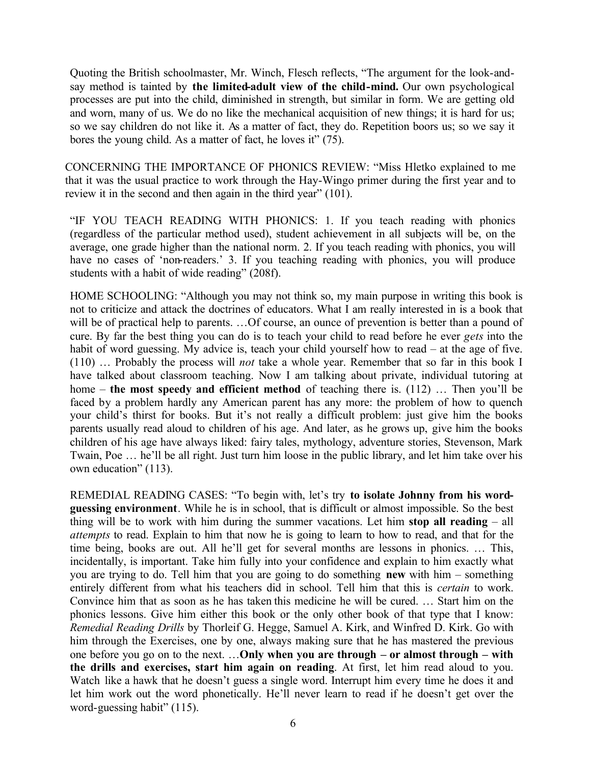Quoting the British schoolmaster, Mr. Winch, Flesch reflects, "The argument for the look-and-say method is tainted by **the limited-adult view of the child-mind.** Our own psychological processes are put into the child, diminished in strength, but similar in form. We are getting old and worn, many of us. We do no like the mechanical acquisition of new things; it is hard for us; so we say children do not like it. As a matter of fact, they do. Repetition boors us; so we say it bores the young child. As a matter of fact, he loves it" (75).

CONCERNING THE IMPORTANCE OF PHONICS REVIEW: "Miss Hletko explained to me that it was the usual practice to work through the Hay-Wingo primer during the first year and to review it in the second and then again in the third year" (101).

"IF YOU TEACH READING WITH PHONICS: 1. If you teach reading with phonics (regardless of the particular method used), student achievement in all subjects will be, on the average, one grade higher than the national norm. 2. If you teach reading with phonics, you will have no cases of 'non-readers.' 3. If you teaching reading with phonics, you will produce students with a habit of wide reading" (208f).

HOME SCHOOLING: "Although you may not think so, my main purpose in writing this book is not to criticize and attack the doctrines of educators. What I am really interested in is a book that will be of practical help to parents. …Of course, an ounce of prevention is better than a pound of cure. By far the best thing you can do is to teach your child to read before he ever *gets* into the habit of word guessing. My advice is, teach your child yourself how to read – at the age of five. (110) … Probably the process will *not* take a whole year. Remember that so far in this book I have talked about classroom teaching. Now I am talking about private, individual tutoring at home – **the most speedy and efficient method** of teaching there is. (112) … Then you'll be faced by a problem hardly any American parent has any more: the problem of how to quench your child's thirst for books. But it's not really a difficult problem: just give him the books parents usually read aloud to children of his age. And later, as he grows up, give him the books children of his age have always liked: fairy tales, mythology, adventure stories, Stevenson, Mark Twain, Poe … he'll be all right. Just turn him loose in the public library, and let him take over his own education" (113).

REMEDIAL READING CASES: "To begin with, let's try **to isolate Johnny from his word-guessing environment**. While he is in school, that is difficult or almost impossible. So the best thing will be to work with him during the summer vacations. Let him **stop all reading** – all *attempts* to read. Explain to him that now he is going to learn to how to read, and that for the time being, books are out. All he'll get for several months are lessons in phonics. … This, incidentally, is important. Take him fully into your confidence and explain to him exactly what you are trying to do. Tell him that you are going to do something **new** with him – something entirely different from what his teachers did in school. Tell him that this is *certain* to work. Convince him that as soon as he has taken this medicine he will be cured. … Start him on the phonics lessons. Give him either this book or the only other book of that type that I know: *Remedial Reading Drills* by Thorleif G. Hegge, Samuel A. Kirk, and Winfred D. Kirk. Go with him through the Exercises, one by one, always making sure that he has mastered the previous one before you go on to the next. …**Only when you are through – or almost through – with the drills and exercises, start him again on reading**. At first, let him read aloud to you. Watch like a hawk that he doesn't guess a single word. Interrupt him every time he does it and let him work out the word phonetically. He'll never learn to read if he doesn't get over the word-guessing habit" (115).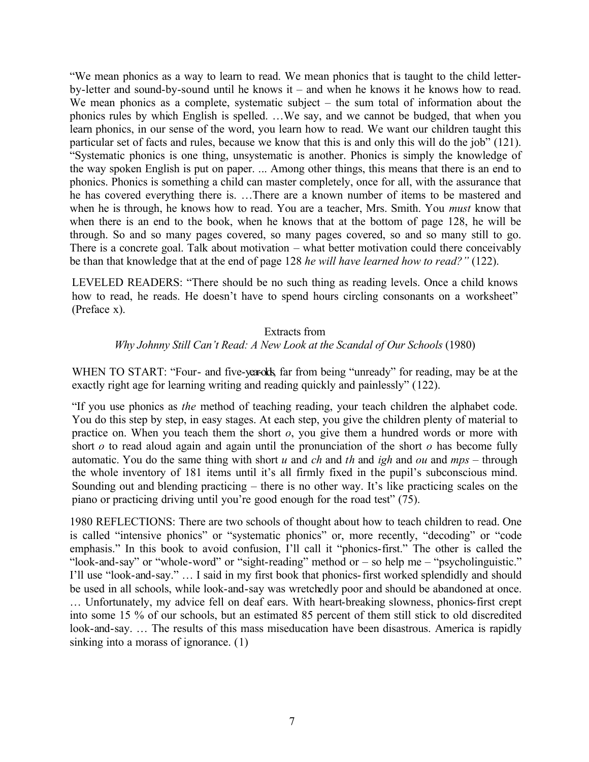"We mean phonics as a way to learn to read. We mean phonics that is taught to the child letter-by-letter and sound-by-sound until he knows it – and when he knows it he knows how to read. We mean phonics as a complete, systematic subject – the sum total of information about the phonics rules by which English is spelled. …We say, and we cannot be budged, that when you learn phonics, in our sense of the word, you learn how to read. We want our children taught this particular set of facts and rules, because we know that this is and only this will do the job" (121). "Systematic phonics is one thing, unsystematic is another. Phonics is simply the knowledge of the way spoken English is put on paper. ... Among other things, this means that there is an end to phonics. Phonics is something a child can master completely, once for all, with the assurance that he has covered everything there is. …There are a known number of items to be mastered and when he is through, he knows how to read. You are a teacher, Mrs. Smith. You *must* know that when there is an end to the book, when he knows that at the bottom of page 128, he will be through. So and so many pages covered, so many pages covered, so and so many still to go. There is a concrete goal. Talk about motivation – what better motivation could there conceivably be than that knowledge that at the end of page 128 *he will have learned how to read?"* (122).

LEVELED READERS: "There should be no such thing as reading levels. Once a child knows how to read, he reads. He doesn't have to spend hours circling consonants on a worksheet" (Preface x).

Extracts from
*Why Johnny Still Can't Read: A New Look at the Scandal of Our Schools* (1980)

WHEN TO START: "Four- and five-year-olds, far from being "unready" for reading, may be at the exactly right age for learning writing and reading quickly and painlessly" (122).

"If you use phonics as *the* method of teaching reading, your teach children the alphabet code. You do this step by step, in easy stages. At each step, you give the children plenty of material to practice on. When you teach them the short *o*, you give them a hundred words or more with short *o* to read aloud again and again until the pronunciation of the short *o* has become fully automatic. You do the same thing with short *u* and *ch* and *th* and *igh* and *ou* and *mps* – through the whole inventory of 181 items until it's all firmly fixed in the pupil's subconscious mind. Sounding out and blending practicing – there is no other way. It's like practicing scales on the piano or practicing driving until you're good enough for the road test" (75).

1980 REFLECTIONS: There are two schools of thought about how to teach children to read. One is called "intensive phonics" or "systematic phonics" or, more recently, "decoding" or "code emphasis." In this book to avoid confusion, I'll call it "phonics-first." The other is called the "look-and-say" or "whole-word" or "sight-reading" method or – so help me – "psycholinguistic." I'll use "look-and-say." … I said in my first book that phonics-first worked splendidly and should be used in all schools, while look-and-say was wretchedly poor and should be abandoned at once. … Unfortunately, my advice fell on deaf ears. With heart-breaking slowness, phonics-first crept into some 15 % of our schools, but an estimated 85 percent of them still stick to old discredited look-and-say. … The results of this mass miseducation have been disastrous. America is rapidly sinking into a morass of ignorance. (1)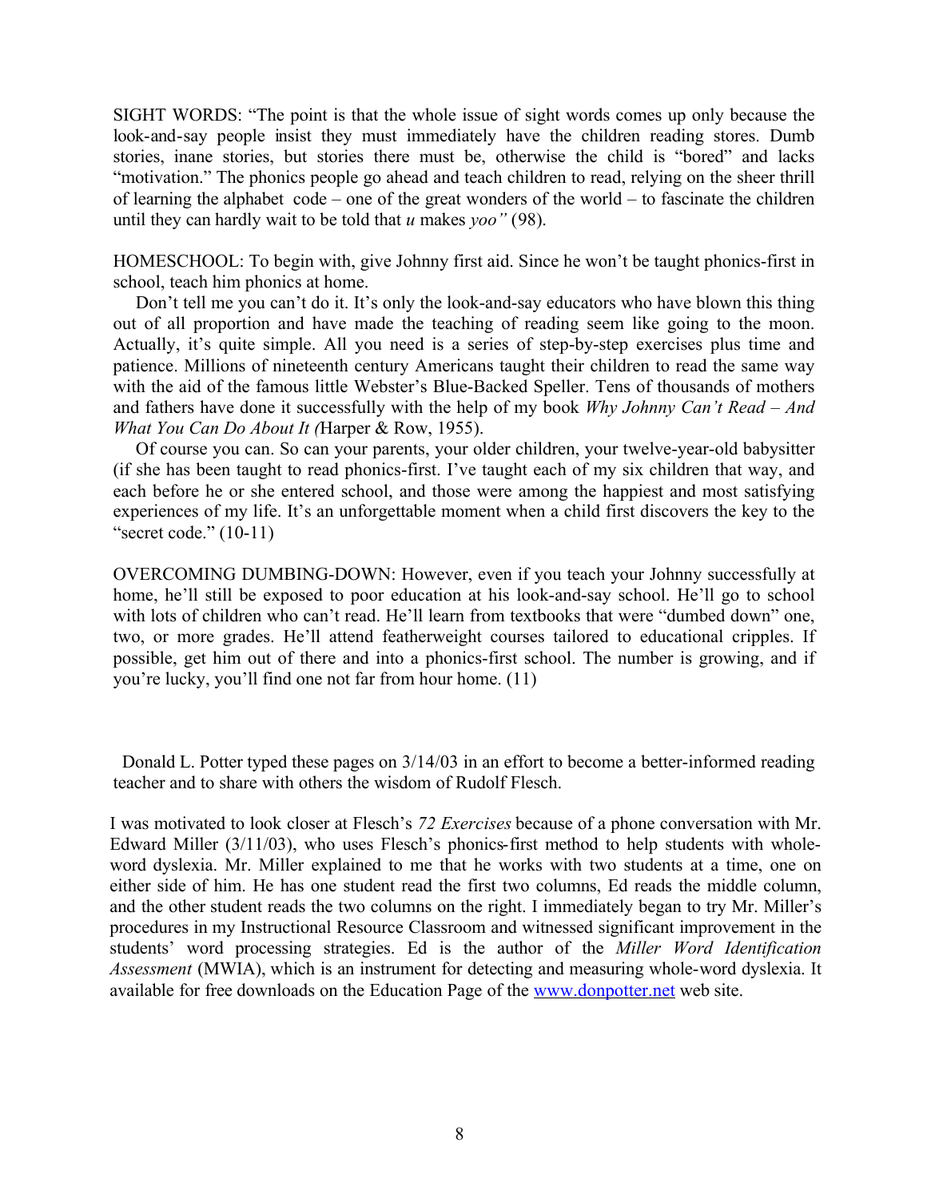SIGHT WORDS: "The point is that the whole issue of sight words comes up only because the look-and-say people insist they must immediately have the children reading stores. Dumb stories, inane stories, but stories there must be, otherwise the child is "bored" and lacks "motivation." The phonics people go ahead and teach children to read, relying on the sheer thrill of learning the alphabet code – one of the great wonders of the world – to fascinate the children until they can hardly wait to be told that *u* makes *yoo"* (98).

HOMESCHOOL: To begin with, give Johnny first aid. Since he won't be taught phonics-first in school, teach him phonics at home.

Don't tell me you can't do it. It's only the look-and-say educators who have blown this thing out of all proportion and have made the teaching of reading seem like going to the moon. Actually, it's quite simple. All you need is a series of step-by-step exercises plus time and patience. Millions of nineteenth century Americans taught their children to read the same way with the aid of the famous little Webster's Blue-Backed Speller. Tens of thousands of mothers and fathers have done it successfully with the help of my book *Why Johnny Can't Read – And What You Can Do About It (*Harper & Row, 1955).

Of course you can. So can your parents, your older children, your twelve-year-old babysitter (if she has been taught to read phonics-first. I've taught each of my six children that way, and each before he or she entered school, and those were among the happiest and most satisfying experiences of my life. It's an unforgettable moment when a child first discovers the key to the "secret code." (10-11)

OVERCOMING DUMBING-DOWN: However, even if you teach your Johnny successfully at home, he'll still be exposed to poor education at his look-and-say school. He'll go to school with lots of children who can't read. He'll learn from textbooks that were "dumbed down" one, two, or more grades. He'll attend featherweight courses tailored to educational cripples. If possible, get him out of there and into a phonics-first school. The number is growing, and if you're lucky, you'll find one not far from hour home. (11)

Donald L. Potter typed these pages on 3/14/03 in an effort to become a better-informed reading teacher and to share with others the wisdom of Rudolf Flesch.

I was motivated to look closer at Flesch's *72 Exercises* because of a phone conversation with Mr. Edward Miller (3/11/03), who uses Flesch's phonics-first method to help students with whole-word dyslexia. Mr. Miller explained to me that he works with two students at a time, one on either side of him. He has one student read the first two columns, Ed reads the middle column, and the other student reads the two columns on the right. I immediately began to try Mr. Miller's procedures in my Instructional Resource Classroom and witnessed significant improvement in the students' word processing strategies. Ed is the author of the *Miller Word Identification Assessment* (MWIA), which is an instrument for detecting and measuring whole-word dyslexia. It available for free downloads on the Education Page of the [www.donpotter.net](http://www.donpotter.net) web site.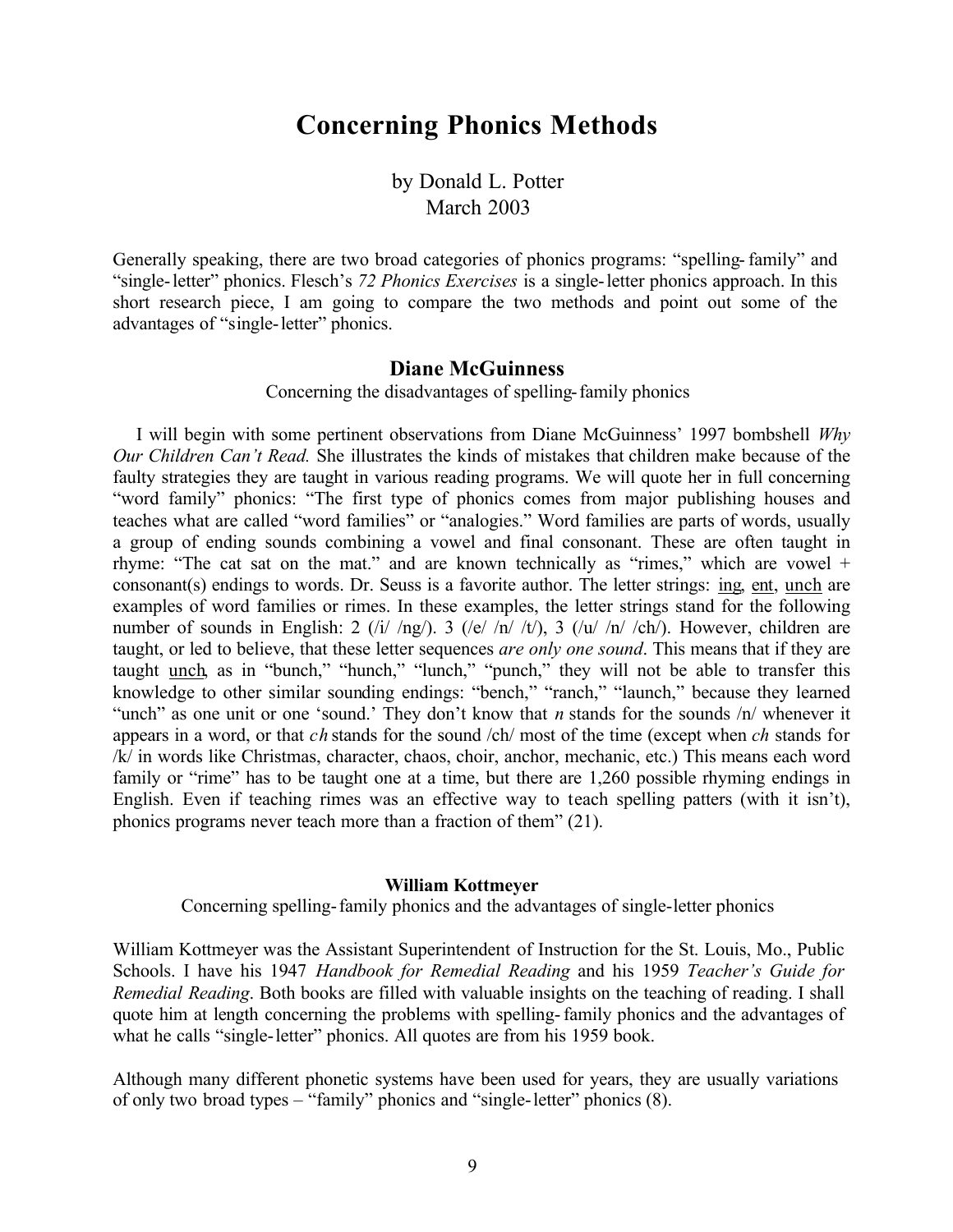# Concerning Phonics Methods

by Donald L. Potter
March 2003

Generally speaking, there are two broad categories of phonics programs: "spelling-family" and "single-letter" phonics. Flesch's *72 Phonics Exercises* is a single-letter phonics approach. In this short research piece, I am going to compare the two methods and point out some of the advantages of "single-letter" phonics.

## Diane McGuinness

Concerning the disadvantages of spelling-family phonics

I will begin with some pertinent observations from Diane McGuinness' 1997 bombshell *Why Our Children Can't Read.* She illustrates the kinds of mistakes that children make because of the faulty strategies they are taught in various reading programs. We will quote her in full concerning "word family" phonics: "The first type of phonics comes from major publishing houses and teaches what are called "word families" or "analogies." Word families are parts of words, usually a group of ending sounds combining a vowel and final consonant. These are often taught in rhyme: "The cat sat on the mat." and are known technically as "rimes," which are vowel + consonant(s) endings to words. Dr. Seuss is a favorite author. The letter strings: <u>ing</u>, <u>ent</u>, <u>unch</u> are examples of word families or rimes. In these examples, the letter strings stand for the following number of sounds in English: 2 (/i/ /ng/). 3 (/e/ /n/ /t/), 3 (/u/ /n/ /ch/). However, children are taught, or led to believe, that these letter sequences *are only one sound*. This means that if they are taught <u>unch</u>, as in "bunch," "hunch," "lunch," "punch," they will not be able to transfer this knowledge to other similar sounding endings: "bench," "ranch," "launch," because they learned "unch" as one unit or one 'sound.' They don't know that *n* stands for the sounds /n/ whenever it appears in a word, or that *ch* stands for the sound /ch/ most of the time (except when *ch* stands for /k/ in words like Christmas, character, chaos, choir, anchor, mechanic, etc.) This means each word family or "rime" has to be taught one at a time, but there are 1,260 possible rhyming endings in English. Even if teaching rimes was an effective way to teach spelling patters (with it isn't), phonics programs never teach more than a fraction of them" (21).

### William Kottmeyer

Concerning spelling-family phonics and the advantages of single-letter phonics

William Kottmeyer was the Assistant Superintendent of Instruction for the St. Louis, Mo., Public Schools. I have his 1947 *Handbook for Remedial Reading* and his 1959 *Teacher's Guide for Remedial Reading*. Both books are filled with valuable insights on the teaching of reading. I shall quote him at length concerning the problems with spelling-family phonics and the advantages of what he calls "single-letter" phonics. All quotes are from his 1959 book.

Although many different phonetic systems have been used for years, they are usually variations of only two broad types – "family" phonics and "single-letter" phonics (8).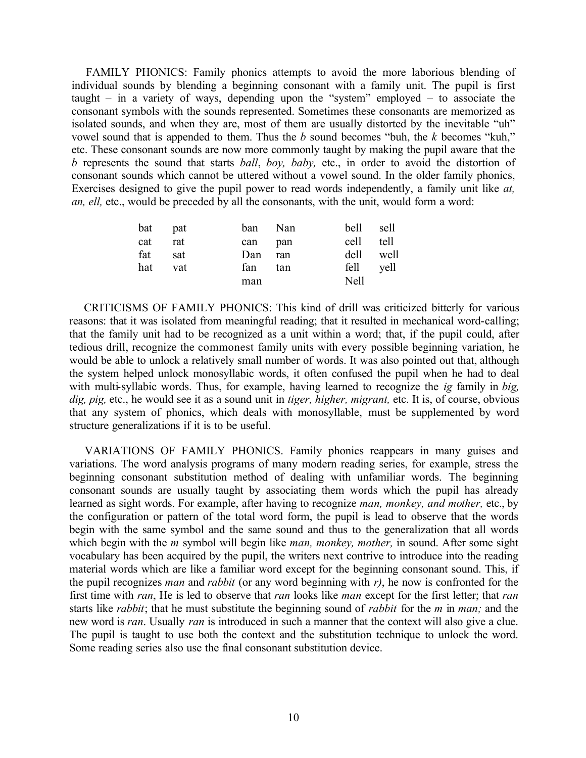FAMILY PHONICS: Family phonics attempts to avoid the more laborious blending of individual sounds by blending a beginning consonant with a family unit. The pupil is first taught – in a variety of ways, depending upon the "system" employed – to associate the consonant symbols with the sounds represented. Sometimes these consonants are memorized as isolated sounds, and when they are, most of them are usually distorted by the inevitable "uh" vowel sound that is appended to them. Thus the *b* sound becomes "buh, the *k* becomes "kuh," etc. These consonant sounds are now more commonly taught by making the pupil aware that the *b* represents the sound that starts *ball*, *boy, baby,* etc., in order to avoid the distortion of consonant sounds which cannot be uttered without a vowel sound. In the older family phonics, Exercises designed to give the pupil power to read words independently, a family unit like *at, an, ell,* etc., would be preceded by all the consonants, with the unit, would form a word:

| | | | | | |
|---|---|---|---|---|---|
| bat | pat | ban | Nan | bell | sell |
| cat | rat | can | pan | cell | tell |
| fat | sat | Dan | ran | dell | well |
| hat | vat | fan | tan | fell | yell |
| | | man | | Nell | |

CRITICISMS OF FAMILY PHONICS: This kind of drill was criticized bitterly for various reasons: that it was isolated from meaningful reading; that it resulted in mechanical word-calling; that the family unit had to be recognized as a unit within a word; that, if the pupil could, after tedious drill, recognize the commonest family units with every possible beginning variation, he would be able to unlock a relatively small number of words. It was also pointed out that, although the system helped unlock monosyllabic words, it often confused the pupil when he had to deal with multi-syllabic words. Thus, for example, having learned to recognize the *ig* family in *big, dig, pig,* etc., he would see it as a sound unit in *tiger, higher, migrant,* etc. It is, of course, obvious that any system of phonics, which deals with monosyllable, must be supplemented by word structure generalizations if it is to be useful.

VARIATIONS OF FAMILY PHONICS. Family phonics reappears in many guises and variations. The word analysis programs of many modern reading series, for example, stress the beginning consonant substitution method of dealing with unfamiliar words. The beginning consonant sounds are usually taught by associating them words which the pupil has already learned as sight words. For example, after having to recognize *man, monkey, and mother,* etc., by the configuration or pattern of the total word form, the pupil is lead to observe that the words begin with the same symbol and the same sound and thus to the generalization that all words which begin with the *m* symbol will begin like *man, monkey, mother,* in sound. After some sight vocabulary has been acquired by the pupil, the writers next contrive to introduce into the reading material words which are like a familiar word except for the beginning consonant sound. This, if the pupil recognizes *man* and *rabbit* (or any word beginning with *r)*, he now is confronted for the first time with *ran*, He is led to observe that *ran* looks like *man* except for the first letter; that *ran* starts like *rabbit*; that he must substitute the beginning sound of *rabbit* for the *m* in *man;* and the new word is *ran*. Usually *ran* is introduced in such a manner that the context will also give a clue. The pupil is taught to use both the context and the substitution technique to unlock the word. Some reading series also use the final consonant substitution device.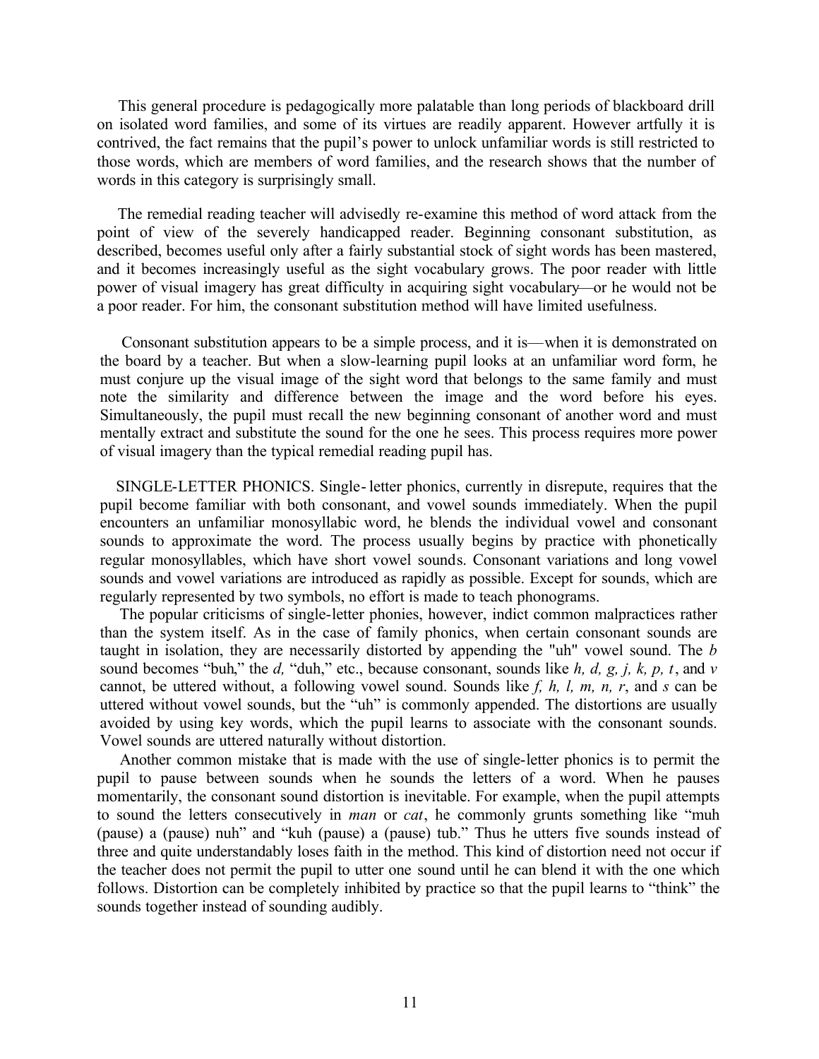This general procedure is pedagogically more palatable than long periods of blackboard drill on isolated word families, and some of its virtues are readily apparent. However artfully it is contrived, the fact remains that the pupil's power to unlock unfamiliar words is still restricted to those words, which are members of word families, and the research shows that the number of words in this category is surprisingly small.

The remedial reading teacher will advisedly re-examine this method of word attack from the point of view of the severely handicapped reader. Beginning consonant substitution, as described, becomes useful only after a fairly substantial stock of sight words has been mastered, and it becomes increasingly useful as the sight vocabulary grows. The poor reader with little power of visual imagery has great difficulty in acquiring sight vocabulary—or he would not be a poor reader. For him, the consonant substitution method will have limited usefulness.

Consonant substitution appears to be a simple process, and it is—when it is demonstrated on the board by a teacher. But when a slow-learning pupil looks at an unfamiliar word form, he must conjure up the visual image of the sight word that belongs to the same family and must note the similarity and difference between the image and the word before his eyes. Simultaneously, the pupil must recall the new beginning consonant of another word and must mentally extract and substitute the sound for the one he sees. This process requires more power of visual imagery than the typical remedial reading pupil has.

SINGLE-LETTER PHONICS. Single- letter phonics, currently in disrepute, requires that the pupil become familiar with both consonant, and vowel sounds immediately. When the pupil encounters an unfamiliar monosyllabic word, he blends the individual vowel and consonant sounds to approximate the word. The process usually begins by practice with phonetically regular monosyllables, which have short vowel sounds. Consonant variations and long vowel sounds and vowel variations are introduced as rapidly as possible. Except for sounds, which are regularly represented by two symbols, no effort is made to teach phonograms.

The popular criticisms of single-letter phonies, however, indict common malpractices rather than the system itself. As in the case of family phonics, when certain consonant sounds are taught in isolation, they are necessarily distorted by appending the "uh" vowel sound. The *b* sound becomes "buh," the *d,* "duh," etc., because consonant, sounds like *h, d, g, j, k, p, t*, and *v* cannot, be uttered without, a following vowel sound. Sounds like *f, h, l, m, n, r*, and *s* can be uttered without vowel sounds, but the "uh" is commonly appended. The distortions are usually avoided by using key words, which the pupil learns to associate with the consonant sounds. Vowel sounds are uttered naturally without distortion.

Another common mistake that is made with the use of single-letter phonics is to permit the pupil to pause between sounds when he sounds the letters of a word. When he pauses momentarily, the consonant sound distortion is inevitable. For example, when the pupil attempts to sound the letters consecutively in *man* or *cat*, he commonly grunts something like "muh (pause) a (pause) nuh" and "kuh (pause) a (pause) tub." Thus he utters five sounds instead of three and quite understandably loses faith in the method. This kind of distortion need not occur if the teacher does not permit the pupil to utter one sound until he can blend it with the one which follows. Distortion can be completely inhibited by practice so that the pupil learns to "think" the sounds together instead of sounding audibly.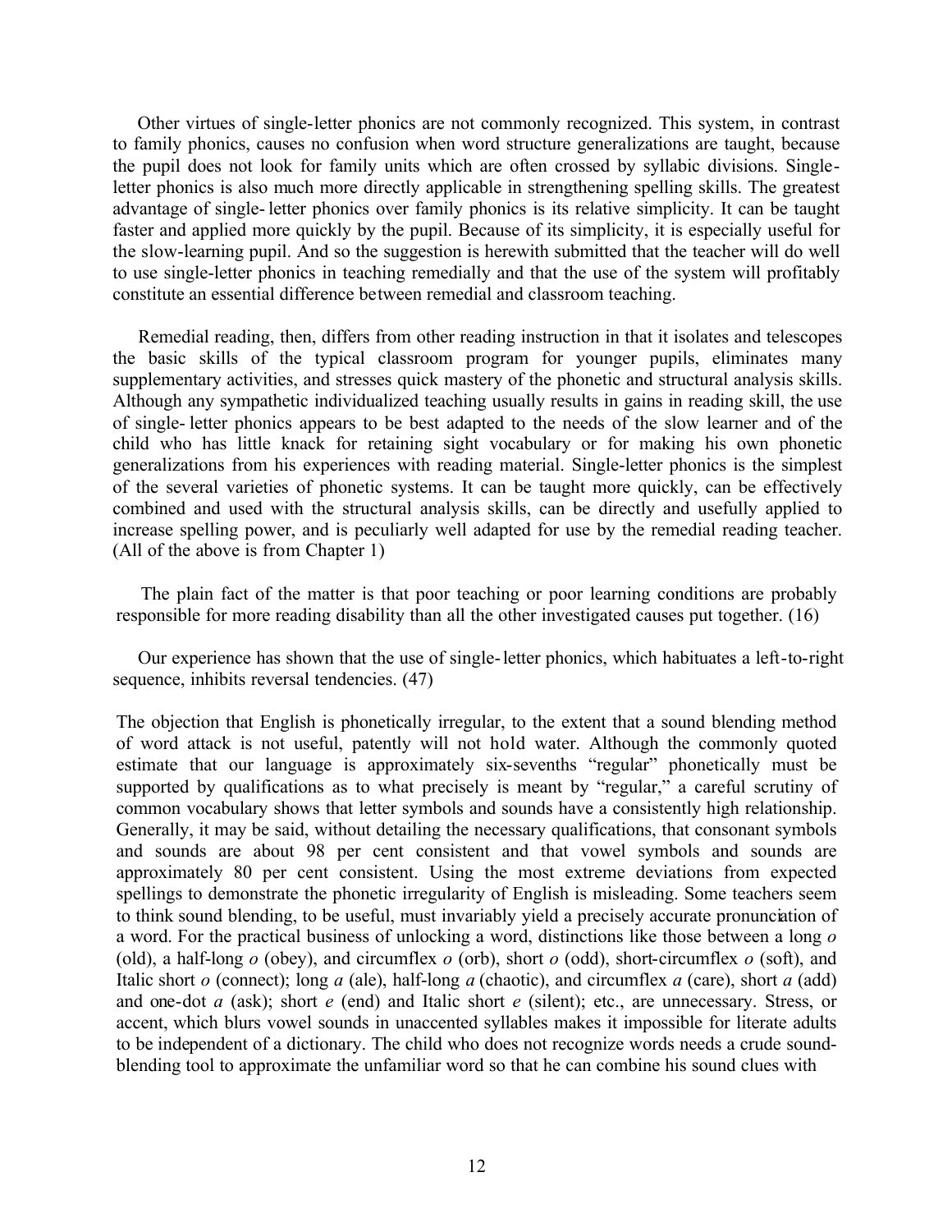Other virtues of single-letter phonics are not commonly recognized. This system, in contrast to family phonics, causes no confusion when word structure generalizations are taught, because the pupil does not look for family units which are often crossed by syllabic divisions. Single-letter phonics is also much more directly applicable in strengthening spelling skills. The greatest advantage of single-letter phonics over family phonics is its relative simplicity. It can be taught faster and applied more quickly by the pupil. Because of its simplicity, it is especially useful for the slow-learning pupil. And so the suggestion is herewith submitted that the teacher will do well to use single-letter phonics in teaching remedially and that the use of the system will profitably constitute an essential difference between remedial and classroom teaching.

Remedial reading, then, differs from other reading instruction in that it isolates and telescopes the basic skills of the typical classroom program for younger pupils, eliminates many supplementary activities, and stresses quick mastery of the phonetic and structural analysis skills. Although any sympathetic individualized teaching usually results in gains in reading skill, the use of single-letter phonics appears to be best adapted to the needs of the slow learner and of the child who has little knack for retaining sight vocabulary or for making his own phonetic generalizations from his experiences with reading material. Single-letter phonics is the simplest of the several varieties of phonetic systems. It can be taught more quickly, can be effectively combined and used with the structural analysis skills, can be directly and usefully applied to increase spelling power, and is peculiarly well adapted for use by the remedial reading teacher. (All of the above is from Chapter 1)

The plain fact of the matter is that poor teaching or poor learning conditions are probably responsible for more reading disability than all the other investigated causes put together. (16)

Our experience has shown that the use of single-letter phonics, which habituates a left-to-right sequence, inhibits reversal tendencies. (47)

The objection that English is phonetically irregular, to the extent that a sound blending method of word attack is not useful, patently will not hold water. Although the commonly quoted estimate that our language is approximately six-sevenths "regular" phonetically must be supported by qualifications as to what precisely is meant by "regular," a careful scrutiny of common vocabulary shows that letter symbols and sounds have a consistently high relationship. Generally, it may be said, without detailing the necessary qualifications, that consonant symbols and sounds are about 98 per cent consistent and that vowel symbols and sounds are approximately 80 per cent consistent. Using the most extreme deviations from expected spellings to demonstrate the phonetic irregularity of English is misleading. Some teachers seem to think sound blending, to be useful, must invariably yield a precisely accurate pronunciation of a word. For the practical business of unlocking a word, distinctions like those between a long *o* (old), a half-long *o* (obey), and circumflex *o* (orb), short *o* (odd), short-circumflex *o* (soft), and Italic short *o* (connect); long *a* (ale), half-long *a* (chaotic), and circumflex *a* (care), short *a* (add) and one-dot *a* (ask); short *e* (end) and Italic short *e* (silent); etc., are unnecessary. Stress, or accent, which blurs vowel sounds in unaccented syllables makes it impossible for literate adults to be independent of a dictionary. The child who does not recognize words needs a crude sound-blending tool to approximate the unfamiliar word so that he can combine his sound clues with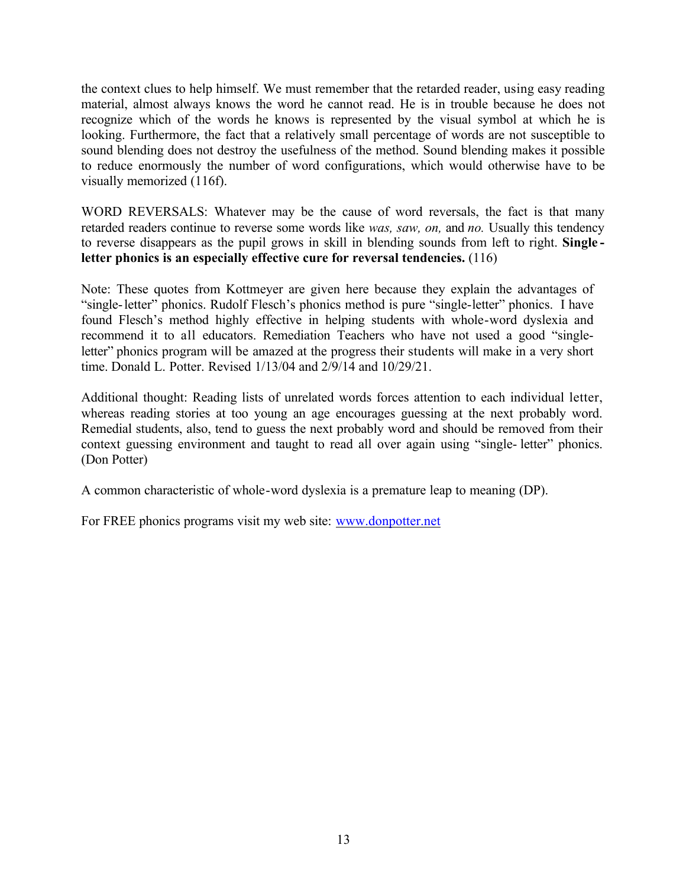the context clues to help himself. We must remember that the retarded reader, using easy reading material, almost always knows the word he cannot read. He is in trouble because he does not recognize which of the words he knows is represented by the visual symbol at which he is looking. Furthermore, the fact that a relatively small percentage of words are not susceptible to sound blending does not destroy the usefulness of the method. Sound blending makes it possible to reduce enormously the number of word configurations, which would otherwise have to be visually memorized (116f).

WORD REVERSALS: Whatever may be the cause of word reversals, the fact is that many retarded readers continue to reverse some words like *was, saw, on,* and *no.* Usually this tendency to reverse disappears as the pupil grows in skill in blending sounds from left to right. **Single-letter phonics is an especially effective cure for reversal tendencies.** (116)

Note: These quotes from Kottmeyer are given here because they explain the advantages of "single-letter" phonics. Rudolf Flesch's phonics method is pure "single-letter" phonics. I have found Flesch's method highly effective in helping students with whole-word dyslexia and recommend it to all educators. Remediation Teachers who have not used a good "single-letter" phonics program will be amazed at the progress their students will make in a very short time. Donald L. Potter. Revised 1/13/04 and 2/9/14 and 10/29/21.

Additional thought: Reading lists of unrelated words forces attention to each individual letter, whereas reading stories at too young an age encourages guessing at the next probably word. Remedial students, also, tend to guess the next probably word and should be removed from their context guessing environment and taught to read all over again using "single- letter" phonics. (Don Potter)

A common characteristic of whole-word dyslexia is a premature leap to meaning (DP).

For FREE phonics programs visit my web site: [www.donpotter.net](http://www.donpotter.net)